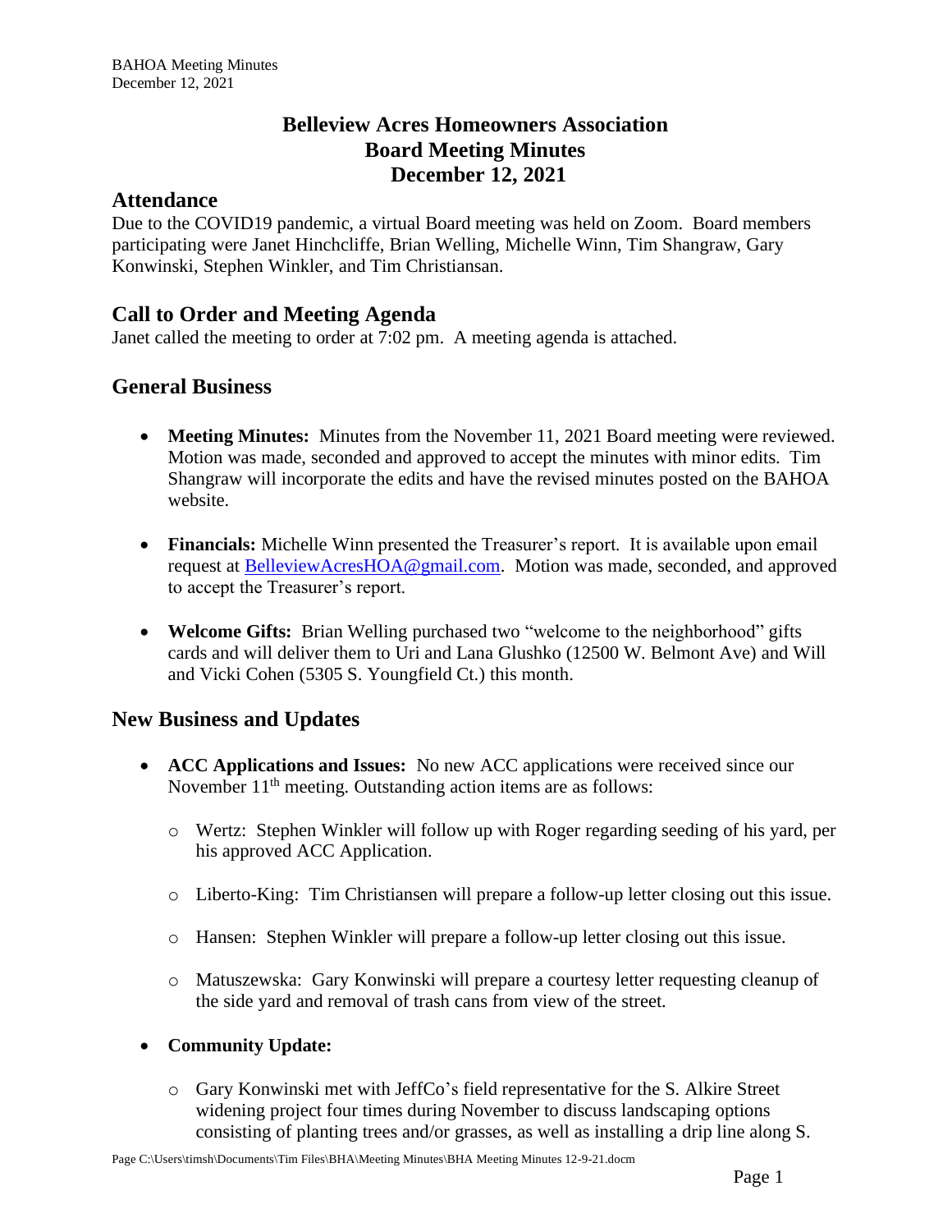# Belleview Acres Homeowners Association
# Board Meeting Minutes
# December 12, 2021

## Attendance

Due to the COVID19 pandemic, a virtual Board meeting was held on Zoom. Board members participating were Janet Hinchcliffe, Brian Welling, Michelle Winn, Tim Shangraw, Gary Konwinski, Stephen Winkler, and Tim Christiansan.

## Call to Order and Meeting Agenda

Janet called the meeting to order at 7:02 pm. A meeting agenda is attached.

## General Business

- **Meeting Minutes:** Minutes from the November 11, 2021 Board meeting were reviewed. Motion was made, seconded and approved to accept the minutes with minor edits. Tim Shangraw will incorporate the edits and have the revised minutes posted on the BAHOA website.

- **Financials:** Michelle Winn presented the Treasurer's report. It is available upon email request at BelleviewAcresHOA@gmail.com. Motion was made, seconded, and approved to accept the Treasurer's report.

- **Welcome Gifts:** Brian Welling purchased two "welcome to the neighborhood" gifts cards and will deliver them to Uri and Lana Glushko (12500 W. Belmont Ave) and Will and Vicki Cohen (5305 S. Youngfield Ct.) this month.

## New Business and Updates

- **ACC Applications and Issues:** No new ACC applications were received since our November 11th meeting. Outstanding action items are as follows:

  - Wertz: Stephen Winkler will follow up with Roger regarding seeding of his yard, per his approved ACC Application.

  - Liberto-King: Tim Christiansen will prepare a follow-up letter closing out this issue.

  - Hansen: Stephen Winkler will prepare a follow-up letter closing out this issue.

  - Matuszewska: Gary Konwinski will prepare a courtesy letter requesting cleanup of the side yard and removal of trash cans from view of the street.

- **Community Update:**

  - Gary Konwinski met with JeffCo's field representative for the S. Alkire Street widening project four times during November to discuss landscaping options consisting of planting trees and/or grasses, as well as installing a drip line along S.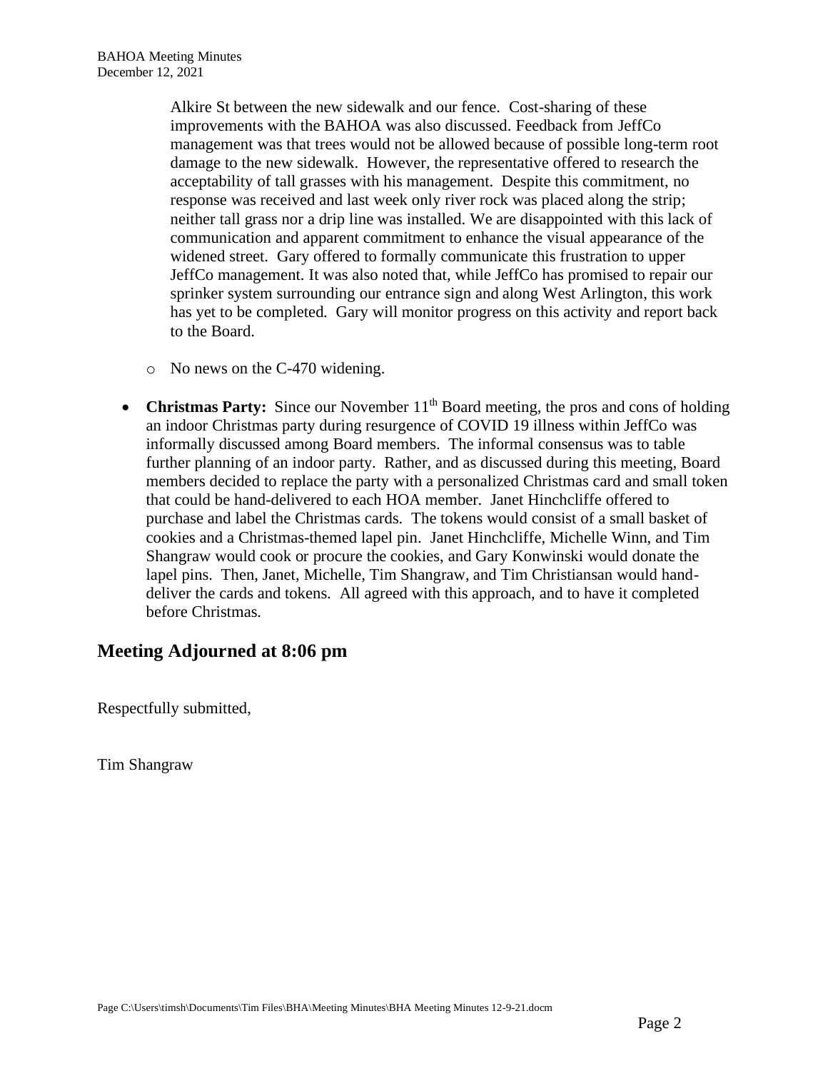Alkire St between the new sidewalk and our fence. Cost-sharing of these improvements with the BAHOA was also discussed. Feedback from JeffCo management was that trees would not be allowed because of possible long-term root damage to the new sidewalk. However, the representative offered to research the acceptability of tall grasses with his management. Despite this commitment, no response was received and last week only river rock was placed along the strip; neither tall grass nor a drip line was installed. We are disappointed with this lack of communication and apparent commitment to enhance the visual appearance of the widened street. Gary offered to formally communicate this frustration to upper JeffCo management. It was also noted that, while JeffCo has promised to repair our sprinker system surrounding our entrance sign and along West Arlington, this work has yet to be completed. Gary will monitor progress on this activity and report back to the Board.

  - No news on the C-470 widening.

- **Christmas Party:** Since our November 11th Board meeting, the pros and cons of holding an indoor Christmas party during resurgence of COVID 19 illness within JeffCo was informally discussed among Board members. The informal consensus was to table further planning of an indoor party. Rather, and as discussed during this meeting, Board members decided to replace the party with a personalized Christmas card and small token that could be hand-delivered to each HOA member. Janet Hinchcliffe offered to purchase and label the Christmas cards. The tokens would consist of a small basket of cookies and a Christmas-themed lapel pin. Janet Hinchcliffe, Michelle Winn, and Tim Shangraw would cook or procure the cookies, and Gary Konwinski would donate the lapel pins. Then, Janet, Michelle, Tim Shangraw, and Tim Christiansan would hand-deliver the cards and tokens. All agreed with this approach, and to have it completed before Christmas.

## Meeting Adjourned at 8:06 pm

Respectfully submitted,

Tim Shangraw